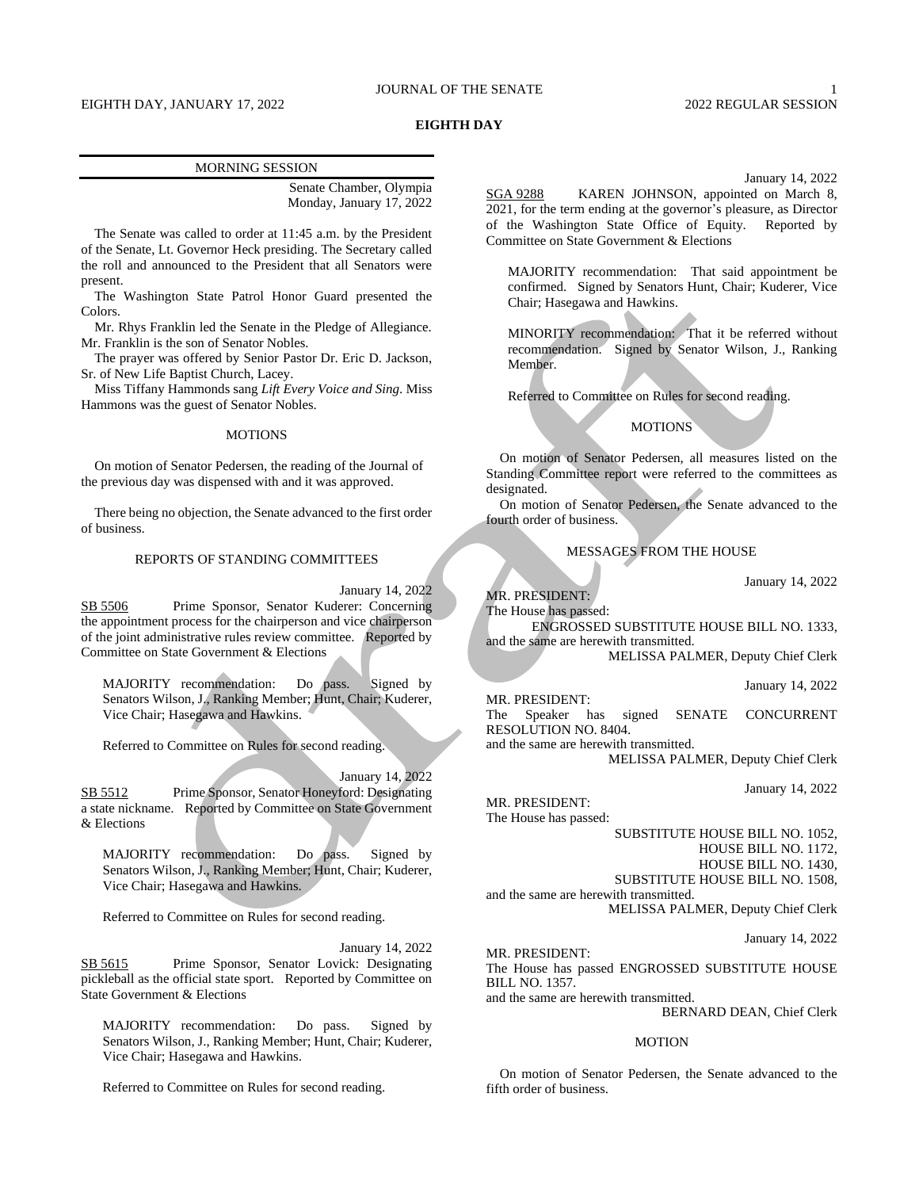# EIGHTH DAY

## MORNING SESSION

Senate Chamber, Olympia
Monday, January 17, 2022

The Senate was called to order at 11:45 a.m. by the President of the Senate, Lt. Governor Heck presiding. The Secretary called the roll and announced to the President that all Senators were present.

The Washington State Patrol Honor Guard presented the Colors.

Mr. Rhys Franklin led the Senate in the Pledge of Allegiance. Mr. Franklin is the son of Senator Nobles.

The prayer was offered by Senior Pastor Dr. Eric D. Jackson, Sr. of New Life Baptist Church, Lacey.

Miss Tiffany Hammonds sang *Lift Every Voice and Sing*. Miss Hammons was the guest of Senator Nobles.

### MOTIONS

On motion of Senator Pedersen, the reading of the Journal of the previous day was dispensed with and it was approved.

There being no objection, the Senate advanced to the first order of business.

### REPORTS OF STANDING COMMITTEES

January 14, 2022

SB 5506 Prime Sponsor, Senator Kuderer: Concerning the appointment process for the chairperson and vice chairperson of the joint administrative rules review committee. Reported by Committee on State Government & Elections

> MAJORITY recommendation: Do pass. Signed by Senators Wilson, J., Ranking Member; Hunt, Chair; Kuderer, Vice Chair; Hasegawa and Hawkins.

> Referred to Committee on Rules for second reading.

January 14, 2022

SB 5512 Prime Sponsor, Senator Honeyford: Designating a state nickname. Reported by Committee on State Government & Elections

> MAJORITY recommendation: Do pass. Signed by Senators Wilson, J., Ranking Member; Hunt, Chair; Kuderer, Vice Chair; Hasegawa and Hawkins.

> Referred to Committee on Rules for second reading.

January 14, 2022

SB 5615 Prime Sponsor, Senator Lovick: Designating pickleball as the official state sport. Reported by Committee on State Government & Elections

> MAJORITY recommendation: Do pass. Signed by Senators Wilson, J., Ranking Member; Hunt, Chair; Kuderer, Vice Chair; Hasegawa and Hawkins.

> Referred to Committee on Rules for second reading.

January 14, 2022

SGA 9288 KAREN JOHNSON, appointed on March 8, 2021, for the term ending at the governor's pleasure, as Director of the Washington State Office of Equity. Reported by Committee on State Government & Elections

> MAJORITY recommendation: That said appointment be confirmed. Signed by Senators Hunt, Chair; Kuderer, Vice Chair; Hasegawa and Hawkins.

> MINORITY recommendation: That it be referred without recommendation. Signed by Senator Wilson, J., Ranking Member.

> Referred to Committee on Rules for second reading.

### MOTIONS

On motion of Senator Pedersen, all measures listed on the Standing Committee report were referred to the committees as designated.

On motion of Senator Pedersen, the Senate advanced to the fourth order of business.

### MESSAGES FROM THE HOUSE

January 14, 2022

MR. PRESIDENT:
The House has passed:
ENGROSSED SUBSTITUTE HOUSE BILL NO. 1333,
and the same are herewith transmitted.

MELISSA PALMER, Deputy Chief Clerk

January 14, 2022

MR. PRESIDENT:
The Speaker has signed SENATE CONCURRENT RESOLUTION NO. 8404.
and the same are herewith transmitted.

MELISSA PALMER, Deputy Chief Clerk

January 14, 2022

MR. PRESIDENT:
The House has passed:
SUBSTITUTE HOUSE BILL NO. 1052,
HOUSE BILL NO. 1172,
HOUSE BILL NO. 1430,
SUBSTITUTE HOUSE BILL NO. 1508,
and the same are herewith transmitted.

MELISSA PALMER, Deputy Chief Clerk

January 14, 2022

MR. PRESIDENT:
The House has passed ENGROSSED SUBSTITUTE HOUSE BILL NO. 1357.
and the same are herewith transmitted.

BERNARD DEAN, Chief Clerk

### MOTION

On motion of Senator Pedersen, the Senate advanced to the fifth order of business.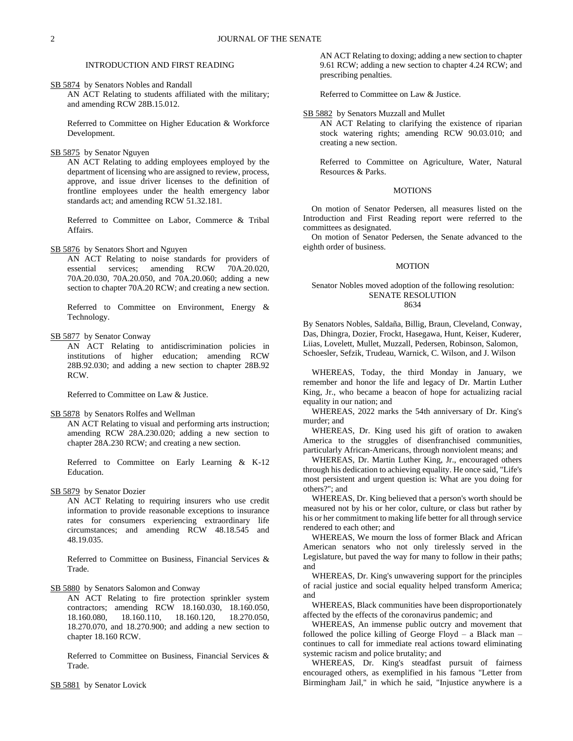## INTRODUCTION AND FIRST READING

SB 5874 by Senators Nobles and Randall

AN ACT Relating to students affiliated with the military; and amending RCW 28B.15.012.

Referred to Committee on Higher Education & Workforce Development.

SB 5875 by Senator Nguyen

AN ACT Relating to adding employees employed by the department of licensing who are assigned to review, process, approve, and issue driver licenses to the definition of frontline employees under the health emergency labor standards act; and amending RCW 51.32.181.

Referred to Committee on Labor, Commerce & Tribal Affairs.

SB 5876 by Senators Short and Nguyen

AN ACT Relating to noise standards for providers of essential services; amending RCW 70A.20.020, 70A.20.030, 70A.20.050, and 70A.20.060; adding a new section to chapter 70A.20 RCW; and creating a new section.

Referred to Committee on Environment, Energy & Technology.

SB 5877 by Senator Conway

AN ACT Relating to antidiscrimination policies in institutions of higher education; amending RCW 28B.92.030; and adding a new section to chapter 28B.92 RCW.

Referred to Committee on Law & Justice.

SB 5878 by Senators Rolfes and Wellman

AN ACT Relating to visual and performing arts instruction; amending RCW 28A.230.020; adding a new section to chapter 28A.230 RCW; and creating a new section.

Referred to Committee on Early Learning & K-12 Education.

SB 5879 by Senator Dozier

AN ACT Relating to requiring insurers who use credit information to provide reasonable exceptions to insurance rates for consumers experiencing extraordinary life circumstances; and amending RCW 48.18.545 and 48.19.035.

Referred to Committee on Business, Financial Services & Trade.

SB 5880 by Senators Salomon and Conway

AN ACT Relating to fire protection sprinkler system contractors; amending RCW 18.160.030, 18.160.050, 18.160.080, 18.160.110, 18.160.120, 18.270.050, 18.270.070, and 18.270.900; and adding a new section to chapter 18.160 RCW.

Referred to Committee on Business, Financial Services & Trade.

SB 5881 by Senator Lovick

AN ACT Relating to doxing; adding a new section to chapter 9.61 RCW; adding a new section to chapter 4.24 RCW; and prescribing penalties.

Referred to Committee on Law & Justice.

SB 5882 by Senators Muzzall and Mullet

AN ACT Relating to clarifying the existence of riparian stock watering rights; amending RCW 90.03.010; and creating a new section.

Referred to Committee on Agriculture, Water, Natural Resources & Parks.

## MOTIONS

On motion of Senator Pedersen, all measures listed on the Introduction and First Reading report were referred to the committees as designated.

On motion of Senator Pedersen, the Senate advanced to the eighth order of business.

## MOTION

Senator Nobles moved adoption of the following resolution:

SENATE RESOLUTION
8634

By Senators Nobles, Saldaña, Billig, Braun, Cleveland, Conway, Das, Dhingra, Dozier, Frockt, Hasegawa, Hunt, Keiser, Kuderer, Liias, Lovelett, Mullet, Muzzall, Pedersen, Robinson, Salomon, Schoesler, Sefzik, Trudeau, Warnick, C. Wilson, and J. Wilson

WHEREAS, Today, the third Monday in January, we remember and honor the life and legacy of Dr. Martin Luther King, Jr., who became a beacon of hope for actualizing racial equality in our nation; and

WHEREAS, 2022 marks the 54th anniversary of Dr. King's murder; and

WHEREAS, Dr. King used his gift of oration to awaken America to the struggles of disenfranchised communities, particularly African-Americans, through nonviolent means; and

WHEREAS, Dr. Martin Luther King, Jr., encouraged others through his dedication to achieving equality. He once said, "Life's most persistent and urgent question is: What are you doing for others?"; and

WHEREAS, Dr. King believed that a person's worth should be measured not by his or her color, culture, or class but rather by his or her commitment to making life better for all through service rendered to each other; and

WHEREAS, We mourn the loss of former Black and African American senators who not only tirelessly served in the Legislature, but paved the way for many to follow in their paths; and

WHEREAS, Dr. King's unwavering support for the principles of racial justice and social equality helped transform America; and

WHEREAS, Black communities have been disproportionately affected by the effects of the coronavirus pandemic; and

WHEREAS, An immense public outcry and movement that followed the police killing of George Floyd – a Black man – continues to call for immediate real actions toward eliminating systemic racism and police brutality; and

WHEREAS, Dr. King's steadfast pursuit of fairness encouraged others, as exemplified in his famous "Letter from Birmingham Jail," in which he said, "Injustice anywhere is a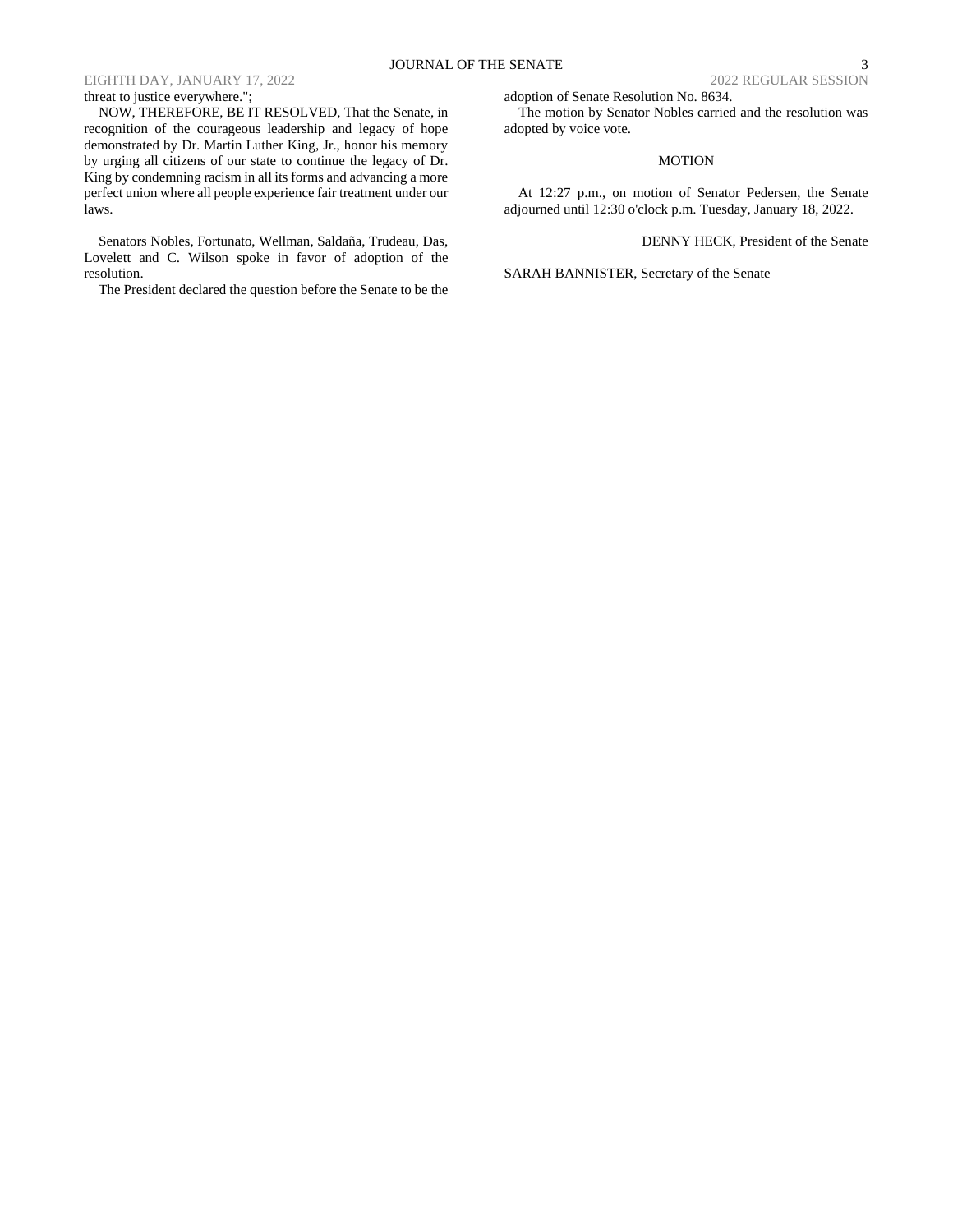threat to justice everywhere.";

NOW, THEREFORE, BE IT RESOLVED, That the Senate, in recognition of the courageous leadership and legacy of hope demonstrated by Dr. Martin Luther King, Jr., honor his memory by urging all citizens of our state to continue the legacy of Dr. King by condemning racism in all its forms and advancing a more perfect union where all people experience fair treatment under our laws.

Senators Nobles, Fortunato, Wellman, Saldaña, Trudeau, Das, Lovelett and C. Wilson spoke in favor of adoption of the resolution.

The President declared the question before the Senate to be the adoption of Senate Resolution No. 8634.

The motion by Senator Nobles carried and the resolution was adopted by voice vote.

MOTION

At 12:27 p.m., on motion of Senator Pedersen, the Senate adjourned until 12:30 o'clock p.m. Tuesday, January 18, 2022.

DENNY HECK, President of the Senate

SARAH BANNISTER, Secretary of the Senate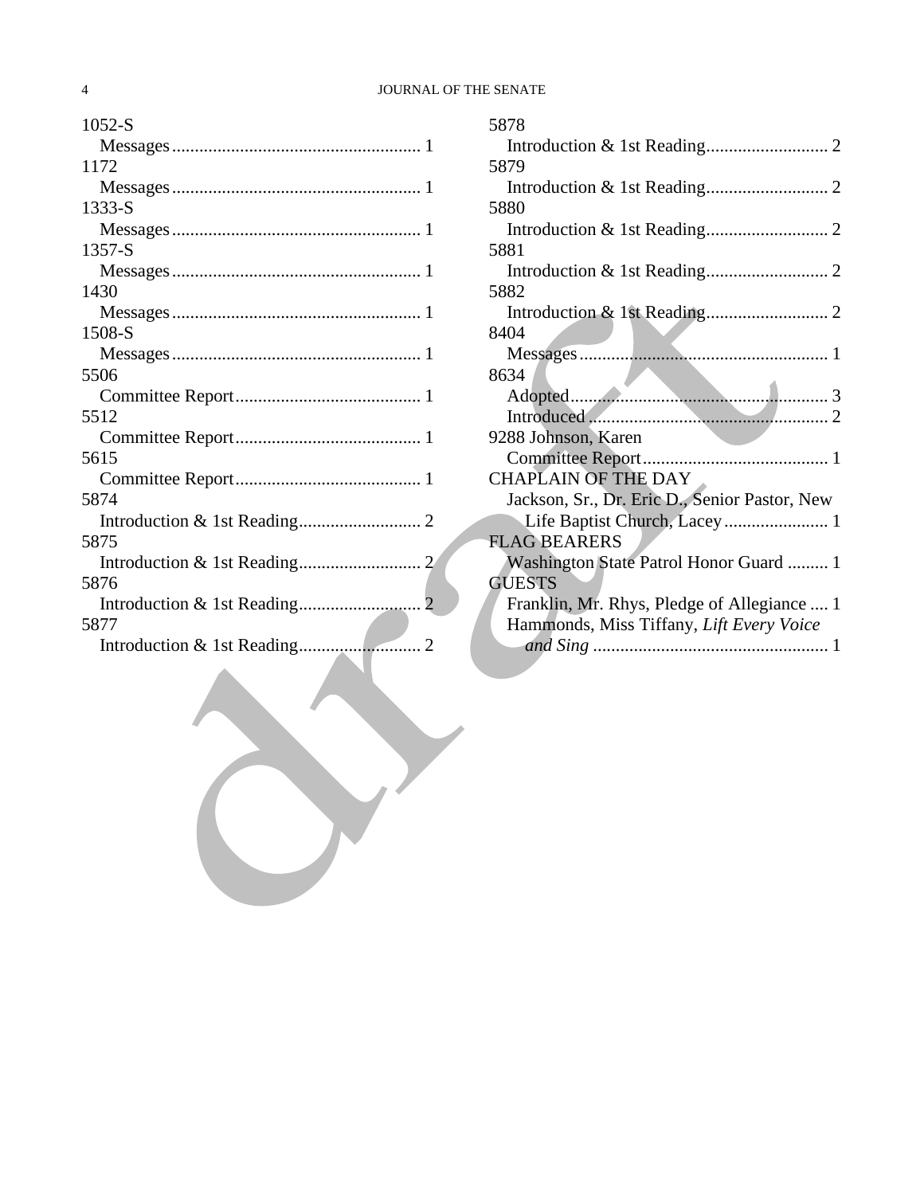1052-S
  Messages....................................................... 1
1172
  Messages....................................................... 1
1333-S
  Messages....................................................... 1
1357-S
  Messages....................................................... 1
1430
  Messages....................................................... 1
1508-S
  Messages....................................................... 1
5506
  Committee Report......................................... 1
5512
  Committee Report......................................... 1
5615
  Committee Report......................................... 1
5874
  Introduction & 1st Reading........................... 2
5875
  Introduction & 1st Reading........................... 2
5876
  Introduction & 1st Reading........................... 2
5877
  Introduction & 1st Reading........................... 2
5878
  Introduction & 1st Reading........................... 2
5879
  Introduction & 1st Reading........................... 2
5880
  Introduction & 1st Reading........................... 2
5881
  Introduction & 1st Reading........................... 2
5882
  Introduction & 1st Reading........................... 2
8404
  Messages....................................................... 1
8634
  Adopted......................................................... 3
  Introduced..................................................... 2
9288 Johnson, Karen
  Committee Report......................................... 1
CHAPLAIN OF THE DAY
  Jackson, Sr., Dr. Eric D., Senior Pastor, New Life Baptist Church, Lacey....................... 1
FLAG BEARERS
  Washington State Patrol Honor Guard ......... 1
GUESTS
  Franklin, Mr. Rhys, Pledge of Allegiance .... 1
  Hammonds, Miss Tiffany, *Lift Every Voice and Sing* .................................................... 1